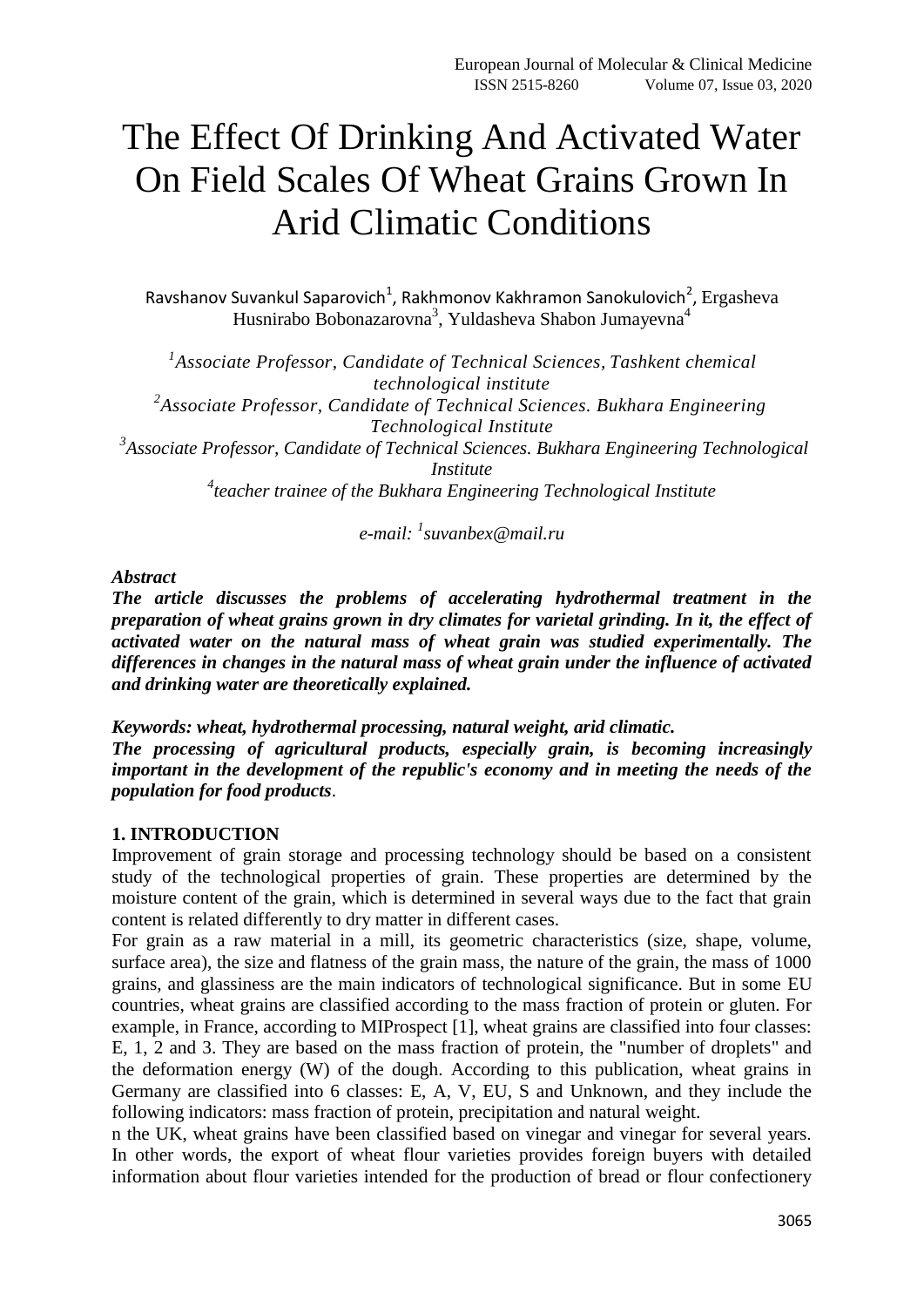# The Effect Of Drinking And Activated Water On Field Scales Of Wheat Grains Grown In Arid Climatic Conditions

Ravshanov Suvankul Saparovich[1], Rakhmonov Kakhramon Sanokulovich[2], Ergasheva Husnirabo Bobonazarovna[3], Yuldasheva Shabon Jumayevna[4]

*[1]Associate Professor, Candidate of Technical Sciences, Tashkent chemical technological institute*
*[2]Associate Professor, Candidate of Technical Sciences. Bukhara Engineering Technological Institute*
*[3]Associate Professor, Candidate of Technical Sciences. Bukhara Engineering Technological Institute*
*[4]teacher trainee of the Bukhara Engineering Technological Institute*

*e-mail: [1]suvanbex@mail.ru*

***Abstract***

***The article discusses the problems of accelerating hydrothermal treatment in the preparation of wheat grains grown in dry climates for varietal grinding. In it, the effect of activated water on the natural mass of wheat grain was studied experimentally. The differences in changes in the natural mass of wheat grain under the influence of activated and drinking water are theoretically explained.***

***Keywords: wheat, hydrothermal processing, natural weight, arid climatic.***

***The processing of agricultural products, especially grain, is becoming increasingly important in the development of the republic's economy and in meeting the needs of the population for food products***.

## 1. INTRODUCTION

Improvement of grain storage and processing technology should be based on a consistent study of the technological properties of grain. These properties are determined by the moisture content of the grain, which is determined in several ways due to the fact that grain content is related differently to dry matter in different cases.

For grain as a raw material in a mill, its geometric characteristics (size, shape, volume, surface area), the size and flatness of the grain mass, the nature of the grain, the mass of 1000 grains, and glassiness are the main indicators of technological significance. But in some EU countries, wheat grains are classified according to the mass fraction of protein or gluten. For example, in France, according to MIProspect [1], wheat grains are classified into four classes: E, 1, 2 and 3. They are based on the mass fraction of protein, the "number of droplets" and the deformation energy (W) of the dough. According to this publication, wheat grains in Germany are classified into 6 classes: E, A, V, EU, S and Unknown, and they include the following indicators: mass fraction of protein, precipitation and natural weight.

n the UK, wheat grains have been classified based on vinegar and vinegar for several years. In other words, the export of wheat flour varieties provides foreign buyers with detailed information about flour varieties intended for the production of bread or flour confectionery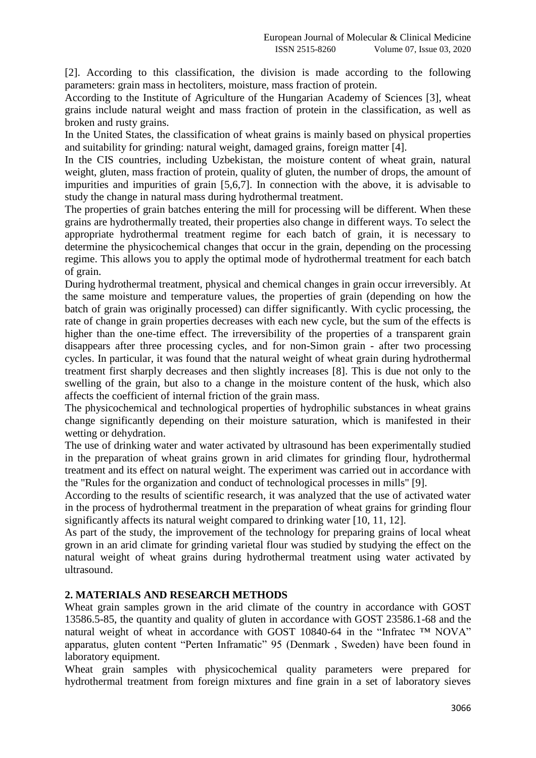[2]. According to this classification, the division is made according to the following parameters: grain mass in hectoliters, moisture, mass fraction of protein.

According to the Institute of Agriculture of the Hungarian Academy of Sciences [3], wheat grains include natural weight and mass fraction of protein in the classification, as well as broken and rusty grains.

In the United States, the classification of wheat grains is mainly based on physical properties and suitability for grinding: natural weight, damaged grains, foreign matter [4].

In the CIS countries, including Uzbekistan, the moisture content of wheat grain, natural weight, gluten, mass fraction of protein, quality of gluten, the number of drops, the amount of impurities and impurities of grain [5,6,7]. In connection with the above, it is advisable to study the change in natural mass during hydrothermal treatment.

The properties of grain batches entering the mill for processing will be different. When these grains are hydrothermally treated, their properties also change in different ways. To select the appropriate hydrothermal treatment regime for each batch of grain, it is necessary to determine the physicochemical changes that occur in the grain, depending on the processing regime. This allows you to apply the optimal mode of hydrothermal treatment for each batch of grain.

During hydrothermal treatment, physical and chemical changes in grain occur irreversibly. At the same moisture and temperature values, the properties of grain (depending on how the batch of grain was originally processed) can differ significantly. With cyclic processing, the rate of change in grain properties decreases with each new cycle, but the sum of the effects is higher than the one-time effect. The irreversibility of the properties of a transparent grain disappears after three processing cycles, and for non-Simon grain - after two processing cycles. In particular, it was found that the natural weight of wheat grain during hydrothermal treatment first sharply decreases and then slightly increases [8]. This is due not only to the swelling of the grain, but also to a change in the moisture content of the husk, which also affects the coefficient of internal friction of the grain mass.

The physicochemical and technological properties of hydrophilic substances in wheat grains change significantly depending on their moisture saturation, which is manifested in their wetting or dehydration.

The use of drinking water and water activated by ultrasound has been experimentally studied in the preparation of wheat grains grown in arid climates for grinding flour, hydrothermal treatment and its effect on natural weight. The experiment was carried out in accordance with the "Rules for the organization and conduct of technological processes in mills" [9].

According to the results of scientific research, it was analyzed that the use of activated water in the process of hydrothermal treatment in the preparation of wheat grains for grinding flour significantly affects its natural weight compared to drinking water [10, 11, 12].

As part of the study, the improvement of the technology for preparing grains of local wheat grown in an arid climate for grinding varietal flour was studied by studying the effect on the natural weight of wheat grains during hydrothermal treatment using water activated by ultrasound.

## 2. MATERIALS AND RESEARCH METHODS

Wheat grain samples grown in the arid climate of the country in accordance with GOST 13586.5-85, the quantity and quality of gluten in accordance with GOST 23586.1-68 and the natural weight of wheat in accordance with GOST 10840-64 in the "Infratec ™ NOVA" apparatus, gluten content "Perten Inframatic" 95 (Denmark , Sweden) have been found in laboratory equipment.

Wheat grain samples with physicochemical quality parameters were prepared for hydrothermal treatment from foreign mixtures and fine grain in a set of laboratory sieves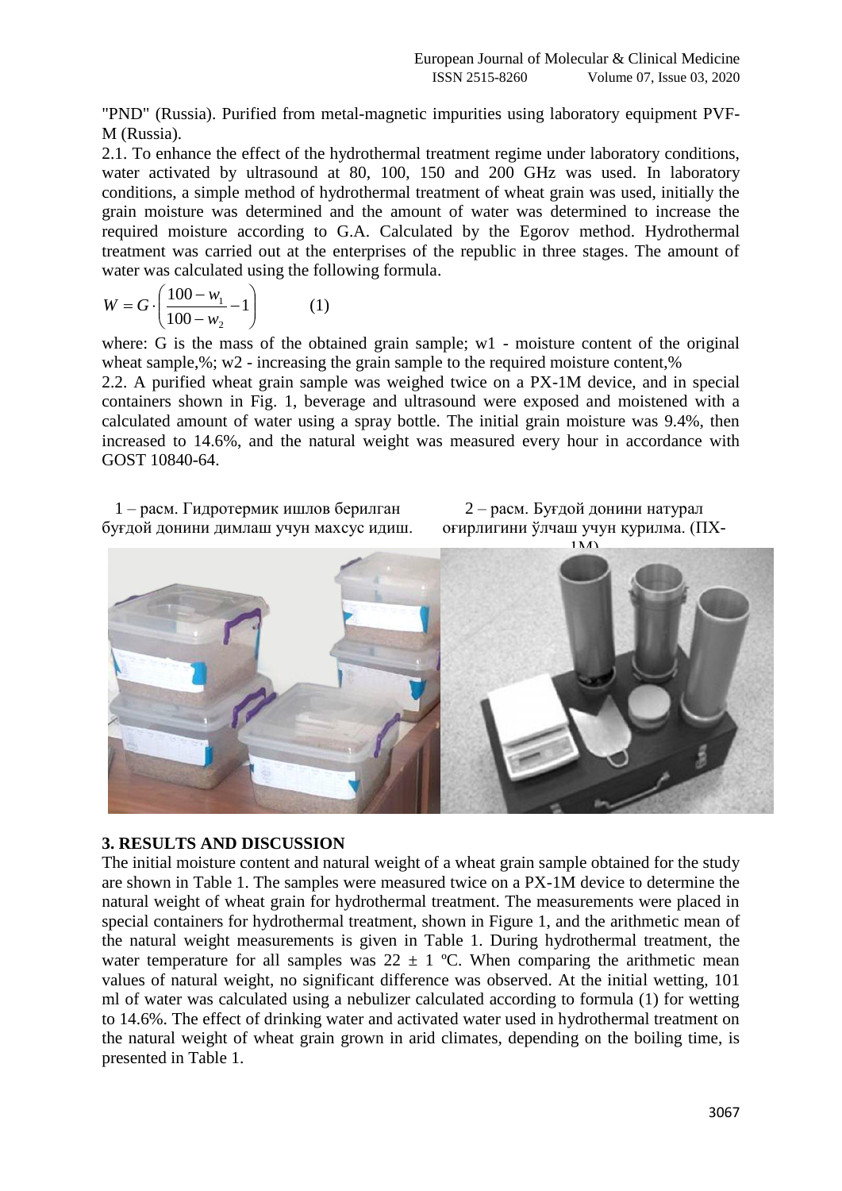"PND" (Russia). Purified from metal-magnetic impurities using laboratory equipment PVF-M (Russia).

2.1. To enhance the effect of the hydrothermal treatment regime under laboratory conditions, water activated by ultrasound at 80, 100, 150 and 200 GHz was used. In laboratory conditions, a simple method of hydrothermal treatment of wheat grain was used, initially the grain moisture was determined and the amount of water was determined to increase the required moisture according to G.A. Calculated by the Egorov method. Hydrothermal treatment was carried out at the enterprises of the republic in three stages. The amount of water was calculated using the following formula.

$$W = G \cdot \left( \frac{100 - w_1}{100 - w_2} - 1 \right) \qquad (1)$$

where: G is the mass of the obtained grain sample; w1 - moisture content of the original wheat sample,%; w2 - increasing the grain sample to the required moisture content,%

2.2. A purified wheat grain sample was weighed twice on a PX-1M device, and in special containers shown in Fig. 1, beverage and ultrasound were exposed and moistened with a calculated amount of water using a spray bottle. The initial grain moisture was 9.4%, then increased to 14.6%, and the natural weight was measured every hour in accordance with GOST 10840-64.

1 – расм. Гидротермик ишлов берилган буғдой донини димлаш учун махсус идиш.

2 – расм. Буғдой донини натурал оғирлигини ўлчаш учун қурилма. (ПХ-1М)

## 3. RESULTS AND DISCUSSION

The initial moisture content and natural weight of a wheat grain sample obtained for the study are shown in Table 1. The samples were measured twice on a PX-1M device to determine the natural weight of wheat grain for hydrothermal treatment. The measurements were placed in special containers for hydrothermal treatment, shown in Figure 1, and the arithmetic mean of the natural weight measurements is given in Table 1. During hydrothermal treatment, the water temperature for all samples was 22 ± 1 ºC. When comparing the arithmetic mean values of natural weight, no significant difference was observed. At the initial wetting, 101 ml of water was calculated using a nebulizer calculated according to formula (1) for wetting to 14.6%. The effect of drinking water and activated water used in hydrothermal treatment on the natural weight of wheat grain grown in arid climates, depending on the boiling time, is presented in Table 1.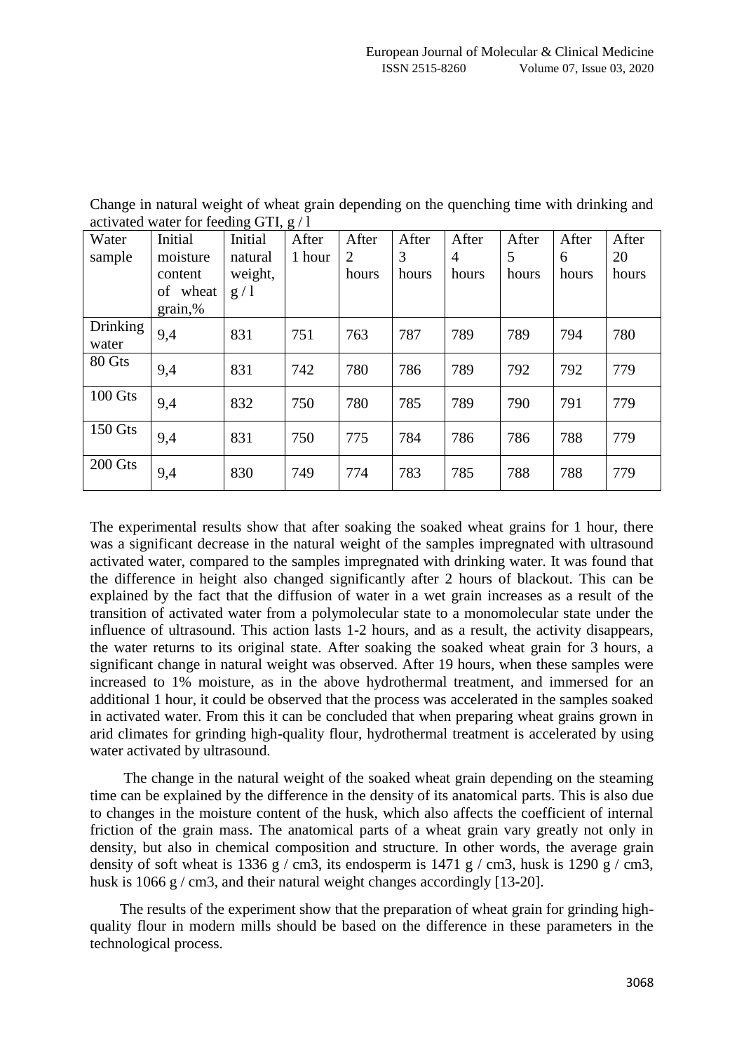Change in natural weight of wheat grain depending on the quenching time with drinking and activated water for feeding GTI, g / l

| Water sample | Initial moisture content of wheat grain,% | Initial natural weight, g / l | After 1 hour | After 2 hours | After 3 hours | After 4 hours | After 5 hours | After 6 hours | After 20 hours |
|---|---|---|---|---|---|---|---|---|---|
| Drinking water | 9,4 | 831 | 751 | 763 | 787 | 789 | 789 | 794 | 780 |
| 80 Gts | 9,4 | 831 | 742 | 780 | 786 | 789 | 792 | 792 | 779 |
| 100 Gts | 9,4 | 832 | 750 | 780 | 785 | 789 | 790 | 791 | 779 |
| 150 Gts | 9,4 | 831 | 750 | 775 | 784 | 786 | 786 | 788 | 779 |
| 200 Gts | 9,4 | 830 | 749 | 774 | 783 | 785 | 788 | 788 | 779 |

The experimental results show that after soaking the soaked wheat grains for 1 hour, there was a significant decrease in the natural weight of the samples impregnated with ultrasound activated water, compared to the samples impregnated with drinking water. It was found that the difference in height also changed significantly after 2 hours of blackout. This can be explained by the fact that the diffusion of water in a wet grain increases as a result of the transition of activated water from a polymolecular state to a monomolecular state under the influence of ultrasound. This action lasts 1-2 hours, and as a result, the activity disappears, the water returns to its original state. After soaking the soaked wheat grain for 3 hours, a significant change in natural weight was observed. After 19 hours, when these samples were increased to 1% moisture, as in the above hydrothermal treatment, and immersed for an additional 1 hour, it could be observed that the process was accelerated in the samples soaked in activated water. From this it can be concluded that when preparing wheat grains grown in arid climates for grinding high-quality flour, hydrothermal treatment is accelerated by using water activated by ultrasound.

The change in the natural weight of the soaked wheat grain depending on the steaming time can be explained by the difference in the density of its anatomical parts. This is also due to changes in the moisture content of the husk, which also affects the coefficient of internal friction of the grain mass. The anatomical parts of a wheat grain vary greatly not only in density, but also in chemical composition and structure. In other words, the average grain density of soft wheat is 1336 g / cm3, its endosperm is 1471 g / cm3, husk is 1290 g / cm3, husk is 1066 g / cm3, and their natural weight changes accordingly [13-20].

The results of the experiment show that the preparation of wheat grain for grinding high-quality flour in modern mills should be based on the difference in these parameters in the technological process.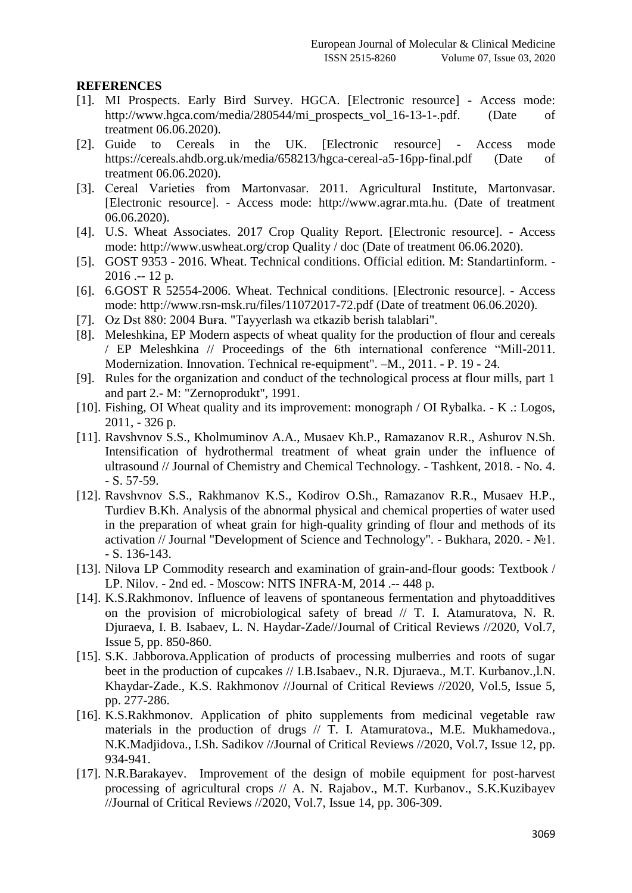**REFERENCES**

[1]. MI Prospects. Early Bird Survey. HGCA. [Electronic resource] - Access mode: http://www.hgca.com/media/280544/mi_prospects_vol_16-13-1-.pdf. (Date of treatment 06.06.2020).

[2]. Guide to Cereals in the UK. [Electronic resource] - Access mode https://cereals.ahdb.org.uk/media/658213/hgca-cereal-a5-16pp-final.pdf (Date of treatment 06.06.2020).

[3]. Cereal Varieties from Martonvasar. 2011. Agricultural Institute, Martonvasar. [Electronic resource]. - Access mode: http://www.agrar.mta.hu. (Date of treatment 06.06.2020).

[4]. U.S. Wheat Associates. 2017 Crop Quality Report. [Electronic resource]. - Access mode: http://www.uswheat.org/crop Quality / doc (Date of treatment 06.06.2020).

[5]. GOST 9353 - 2016. Wheat. Technical conditions. Official edition. M: Standartinform. - 2016 .-- 12 p.

[6]. 6.GOST R 52554-2006. Wheat. Technical conditions. [Electronic resource]. - Access mode: http://www.rsn-msk.ru/files/11072017-72.pdf (Date of treatment 06.06.2020).

[7]. Oz Dst 880: 2004 Buғa. "Tayyerlash wa etkazib berish talablari".

[8]. Meleshkina, EP Modern aspects of wheat quality for the production of flour and cereals / EP Meleshkina // Proceedings of the 6th international conference "Mill-2011. Modernization. Innovation. Technical re-equipment". –M., 2011. - P. 19 - 24.

[9]. Rules for the organization and conduct of the technological process at flour mills, part 1 and part 2.- M: "Zernoprodukt", 1991.

[10]. Fishing, OI Wheat quality and its improvement: monograph / OI Rybalka. - K .: Logos, 2011, - 326 p.

[11]. Ravshvnov S.S., Kholmuminov A.A., Musaev Kh.P., Ramazanov R.R., Ashurov N.Sh. Intensification of hydrothermal treatment of wheat grain under the influence of ultrasound // Journal of Chemistry and Chemical Technology. - Tashkent, 2018. - No. 4. - S. 57-59.

[12]. Ravshvnov S.S., Rakhmanov K.S., Kodirov O.Sh., Ramazanov R.R., Musaev H.P., Turdiev B.Kh. Analysis of the abnormal physical and chemical properties of water used in the preparation of wheat grain for high-quality grinding of flour and methods of its activation // Journal "Development of Science and Technology". - Bukhara, 2020. - №1. - S. 136-143.

[13]. Nilova LP Commodity research and examination of grain-and-flour goods: Textbook / LP. Nilov. - 2nd ed. - Moscow: NITS INFRA-M, 2014 .-- 448 p.

[14]. K.S.Rakhmonov. Influence of leavens of spontaneous fermentation and phytoadditives on the provision of microbiological safety of bread // T. I. Atamuratova, N. R. Djuraeva, I. B. Isabaev, L. N. Haydar-Zade//Journal of Critical Reviews //2020, Vol.7, Issue 5, pp. 850-860.

[15]. S.K. Jabborova.Application of products of processing mulberries and roots of sugar beet in the production of cupcakes // I.B.Isabaev., N.R. Djuraeva., M.T. Kurbanov.,l.N. Khaydar-Zade., K.S. Rakhmonov //Journal of Critical Reviews //2020, Vol.5, Issue 5, pp. 277-286.

[16]. K.S.Rakhmonov. Application of phito supplements from medicinal vegetable raw materials in the production of drugs // T. I. Atamuratova., M.E. Mukhamedova., N.K.Madjidova., I.Sh. Sadikov //Journal of Critical Reviews //2020, Vol.7, Issue 12, pp. 934-941.

[17]. N.R.Barakayev. Improvement of the design of mobile equipment for post-harvest processing of agricultural crops // A. N. Rajabov., M.T. Kurbanov., S.K.Kuzibayev //Journal of Critical Reviews //2020, Vol.7, Issue 14, pp. 306-309.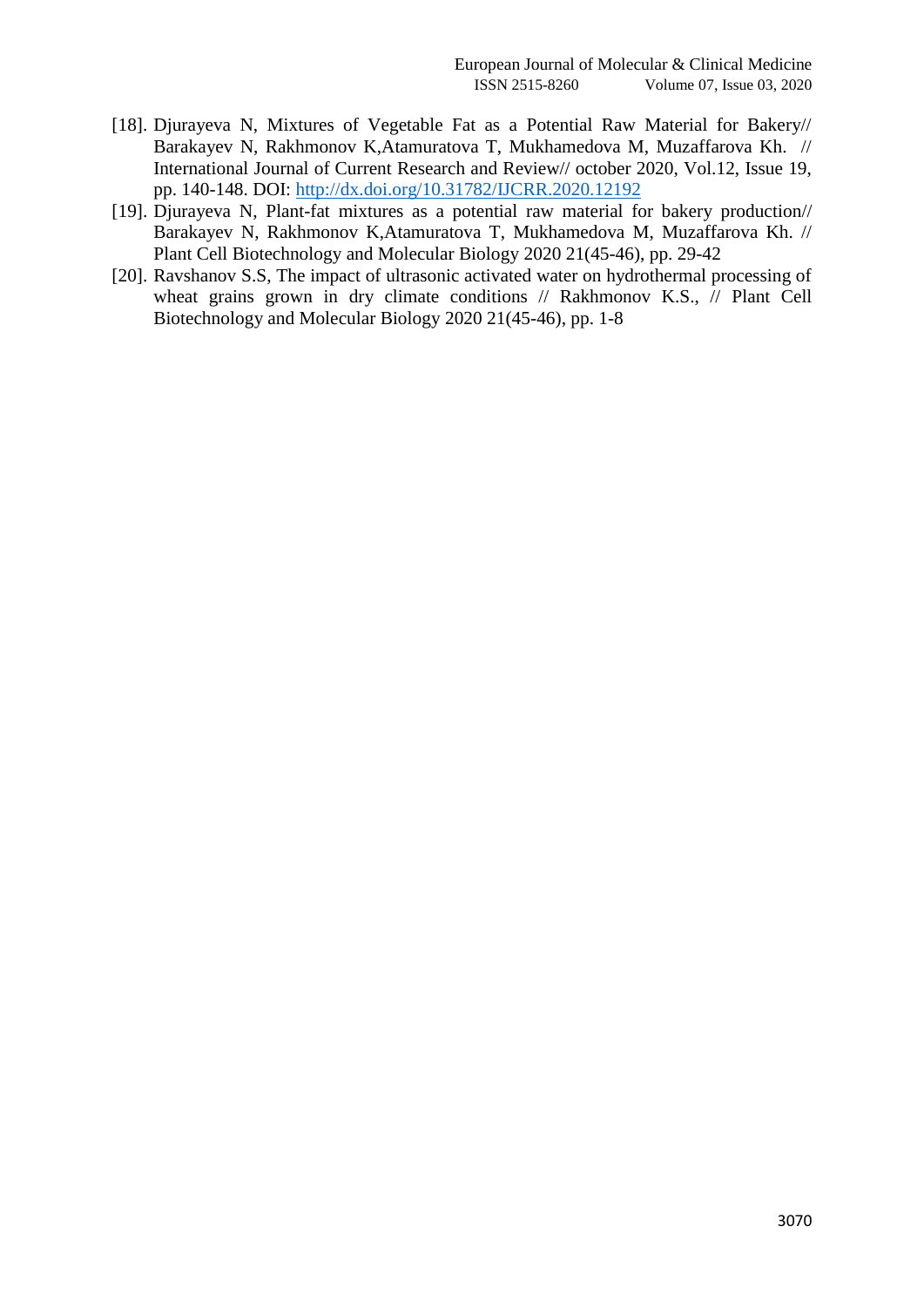[18]. Djurayeva N, Mixtures of Vegetable Fat as a Potential Raw Material for Bakery// Barakayev N, Rakhmonov K,Atamuratova T, Mukhamedova M, Muzaffarova Kh. // International Journal of Current Research and Review// october 2020, Vol.12, Issue 19, pp. 140-148. DOI: http://dx.doi.org/10.31782/IJCRR.2020.12192

[19]. Djurayeva N, Plant-fat mixtures as a potential raw material for bakery production// Barakayev N, Rakhmonov K,Atamuratova T, Mukhamedova M, Muzaffarova Kh. // Plant Cell Biotechnology and Molecular Biology 2020 21(45-46), pp. 29-42

[20]. Ravshanov S.S, The impact of ultrasonic activated water on hydrothermal processing of wheat grains grown in dry climate conditions // Rakhmonov K.S., // Plant Cell Biotechnology and Molecular Biology 2020 21(45-46), pp. 1-8